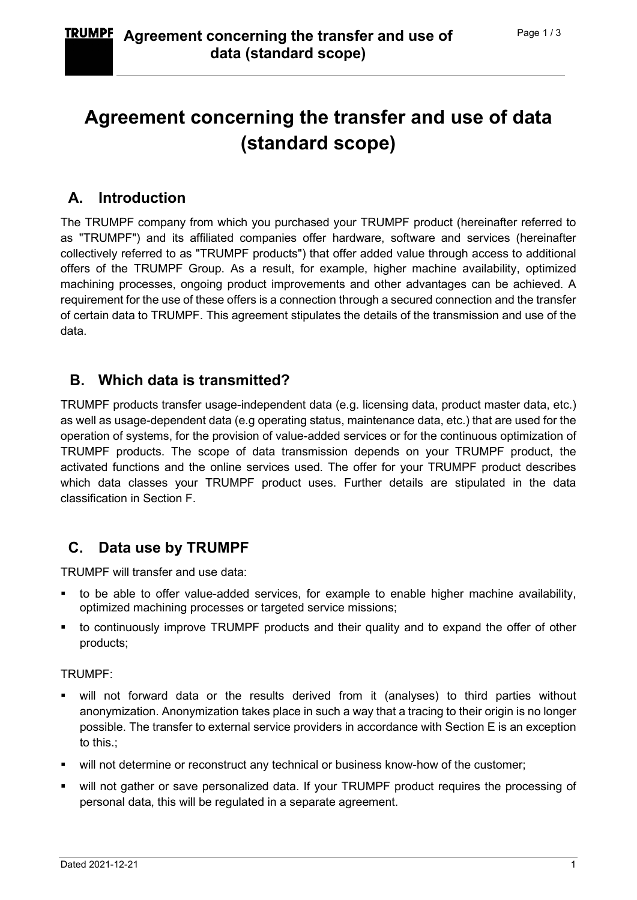# Agreement concerning the transfer and use of data (standard scope)

## A. Introduction

The TRUMPF company from which you purchased your TRUMPF product (hereinafter referred to as "TRUMPF") and its affiliated companies offer hardware, software and services (hereinafter collectively referred to as "TRUMPF products") that offer added value through access to additional offers of the TRUMPF Group. As a result, for example, higher machine availability, optimized machining processes, ongoing product improvements and other advantages can be achieved. A requirement for the use of these offers is a connection through a secured connection and the transfer of certain data to TRUMPF. This agreement stipulates the details of the transmission and use of the data.

## B. Which data is transmitted?

TRUMPF products transfer usage-independent data (e.g. licensing data, product master data, etc.) as well as usage-dependent data (e.g operating status, maintenance data, etc.) that are used for the operation of systems, for the provision of value-added services or for the continuous optimization of TRUMPF products. The scope of data transmission depends on your TRUMPF product, the activated functions and the online services used. The offer for your TRUMPF product describes which data classes your TRUMPF product uses. Further details are stipulated in the data classification in Section F.

## C. Data use by TRUMPF

TRUMPF will transfer and use data:

- to be able to offer value-added services, for example to enable higher machine availability, optimized machining processes or targeted service missions;
- to continuously improve TRUMPF products and their quality and to expand the offer of other products;

TRUMPF:

- will not forward data or the results derived from it (analyses) to third parties without anonymization. Anonymization takes place in such a way that a tracing to their origin is no longer possible. The transfer to external service providers in accordance with Section E is an exception to this.;
- will not determine or reconstruct any technical or business know-how of the customer;
- will not gather or save personalized data. If your TRUMPF product requires the processing of personal data, this will be regulated in a separate agreement.

Dated 2021-12-21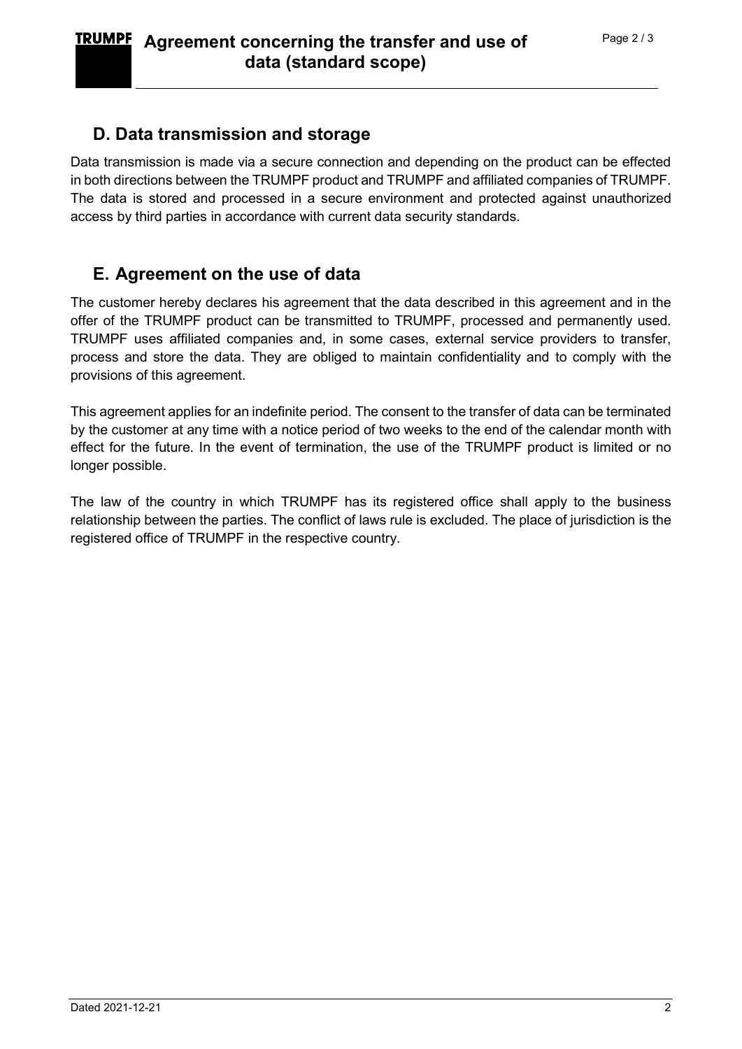## D. Data transmission and storage

Data transmission is made via a secure connection and depending on the product can be effected in both directions between the TRUMPF product and TRUMPF and affiliated companies of TRUMPF. The data is stored and processed in a secure environment and protected against unauthorized access by third parties in accordance with current data security standards.

## E. Agreement on the use of data

The customer hereby declares his agreement that the data described in this agreement and in the offer of the TRUMPF product can be transmitted to TRUMPF, processed and permanently used. TRUMPF uses affiliated companies and, in some cases, external service providers to transfer, process and store the data. They are obliged to maintain confidentiality and to comply with the provisions of this agreement.

This agreement applies for an indefinite period. The consent to the transfer of data can be terminated by the customer at any time with a notice period of two weeks to the end of the calendar month with effect for the future. In the event of termination, the use of the TRUMPF product is limited or no longer possible.

The law of the country in which TRUMPF has its registered office shall apply to the business relationship between the parties. The conflict of laws rule is excluded. The place of jurisdiction is the registered office of TRUMPF in the respective country.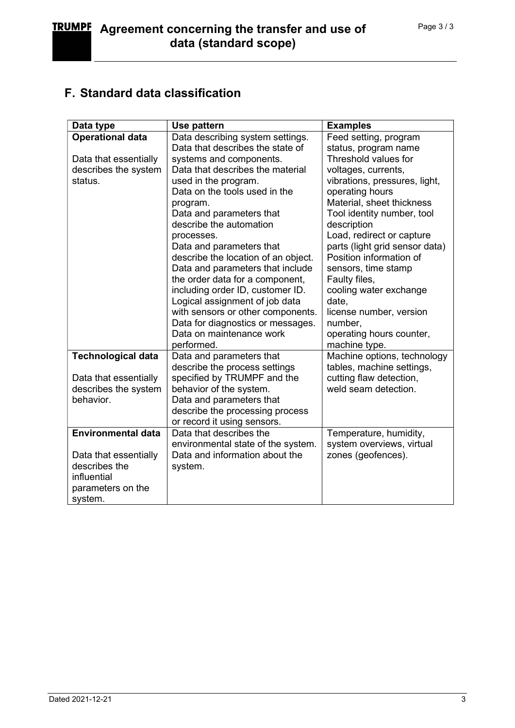## F. Standard data classification

| Data type | Use pattern | Examples |
|---|---|---|
| **Operational data**<br><br>Data that essentially describes the system status. | Data describing system settings.<br>Data that describes the state of systems and components.<br>Data that describes the material used in the program.<br>Data on the tools used in the program.<br>Data and parameters that describe the automation processes.<br>Data and parameters that describe the location of an object.<br>Data and parameters that include the order data for a component, including order ID, customer ID.<br>Logical assignment of job data with sensors or other components.<br>Data for diagnostics or messages.<br>Data on maintenance work performed. | Feed setting, program status, program name<br>Threshold values for voltages, currents, vibrations, pressures, light, operating hours<br>Material, sheet thickness<br>Tool identity number, tool description<br>Load, redirect or capture parts (light grid sensor data)<br>Position information of sensors, time stamp<br>Faulty files,<br>cooling water exchange date,<br>license number, version number,<br>operating hours counter, machine type. |
| **Technological data**<br><br>Data that essentially describes the system behavior. | Data and parameters that describe the process settings specified by TRUMPF and the behavior of the system.<br>Data and parameters that describe the processing process or record it using sensors. | Machine options, technology tables, machine settings, cutting flaw detection, weld seam detection. |
| **Environmental data**<br><br>Data that essentially describes the influential parameters on the system. | Data that describes the environmental state of the system.<br>Data and information about the system. | Temperature, humidity, system overviews, virtual zones (geofences). |